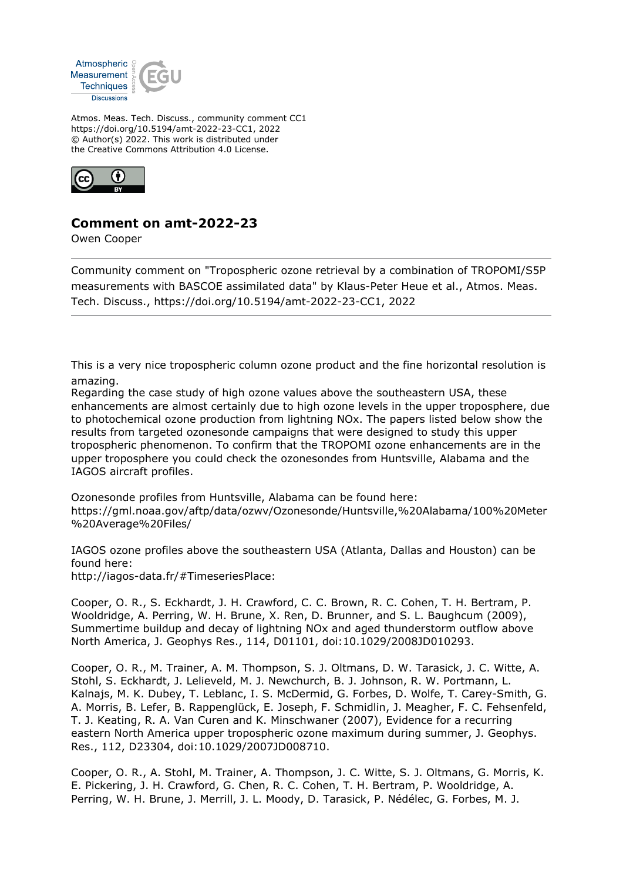Atmos. Meas. Tech. Discuss., community comment CC1
https://doi.org/10.5194/amt-2022-23-CC1, 2022
© Author(s) 2022. This work is distributed under
the Creative Commons Attribution 4.0 License.

## Comment on amt-2022-23

Owen Cooper

Community comment on "Tropospheric ozone retrieval by a combination of TROPOMI/S5P measurements with BASCOE assimilated data" by Klaus-Peter Heue et al., Atmos. Meas. Tech. Discuss., https://doi.org/10.5194/amt-2022-23-CC1, 2022

---

This is a very nice tropospheric column ozone product and the fine horizontal resolution is amazing.
Regarding the case study of high ozone values above the southeastern USA, these enhancements are almost certainly due to high ozone levels in the upper troposphere, due to photochemical ozone production from lightning NOx. The papers listed below show the results from targeted ozonesonde campaigns that were designed to study this upper tropospheric phenomenon. To confirm that the TROPOMI ozone enhancements are in the upper troposphere you could check the ozonesondes from Huntsville, Alabama and the IAGOS aircraft profiles.

Ozonesonde profiles from Huntsville, Alabama can be found here:
https://gml.noaa.gov/aftp/data/ozwv/Ozonesonde/Huntsville,%20Alabama/100%20Meter%20Average%20Files/

IAGOS ozone profiles above the southeastern USA (Atlanta, Dallas and Houston) can be found here:
http://iagos-data.fr/#TimeseriesPlace:

Cooper, O. R., S. Eckhardt, J. H. Crawford, C. C. Brown, R. C. Cohen, T. H. Bertram, P. Wooldridge, A. Perring, W. H. Brune, X. Ren, D. Brunner, and S. L. Baughcum (2009), Summertime buildup and decay of lightning NOx and aged thunderstorm outflow above North America, J. Geophys Res., 114, D01101, doi:10.1029/2008JD010293.

Cooper, O. R., M. Trainer, A. M. Thompson, S. J. Oltmans, D. W. Tarasick, J. C. Witte, A. Stohl, S. Eckhardt, J. Lelieveld, M. J. Newchurch, B. J. Johnson, R. W. Portmann, L. Kalnajs, M. K. Dubey, T. Leblanc, I. S. McDermid, G. Forbes, D. Wolfe, T. Carey-Smith, G. A. Morris, B. Lefer, B. Rappenglück, E. Joseph, F. Schmidlin, J. Meagher, F. C. Fehsenfeld, T. J. Keating, R. A. Van Curen and K. Minschwaner (2007), Evidence for a recurring eastern North America upper tropospheric ozone maximum during summer, J. Geophys. Res., 112, D23304, doi:10.1029/2007JD008710.

Cooper, O. R., A. Stohl, M. Trainer, A. Thompson, J. C. Witte, S. J. Oltmans, G. Morris, K. E. Pickering, J. H. Crawford, G. Chen, R. C. Cohen, T. H. Bertram, P. Wooldridge, A. Perring, W. H. Brune, J. Merrill, J. L. Moody, D. Tarasick, P. Nédélec, G. Forbes, M. J.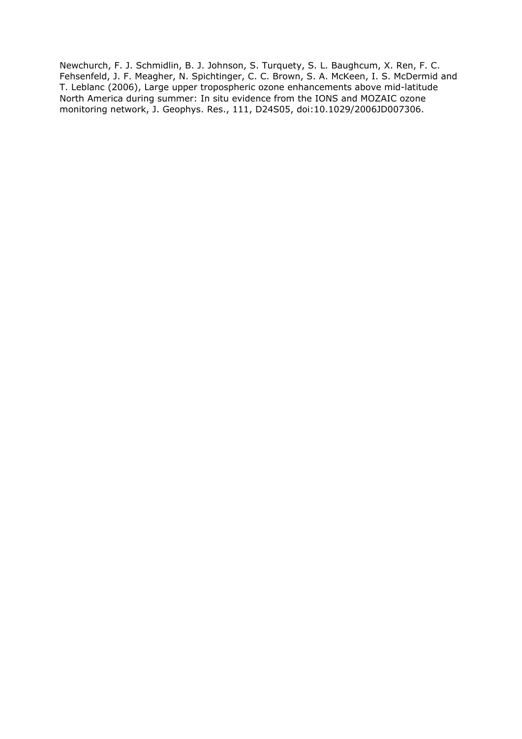Newchurch, F. J. Schmidlin, B. J. Johnson, S. Turquety, S. L. Baughcum, X. Ren, F. C. Fehsenfeld, J. F. Meagher, N. Spichtinger, C. C. Brown, S. A. McKeen, I. S. McDermid and T. Leblanc (2006), Large upper tropospheric ozone enhancements above mid-latitude North America during summer: In situ evidence from the IONS and MOZAIC ozone monitoring network, J. Geophys. Res., 111, D24S05, doi:10.1029/2006JD007306.